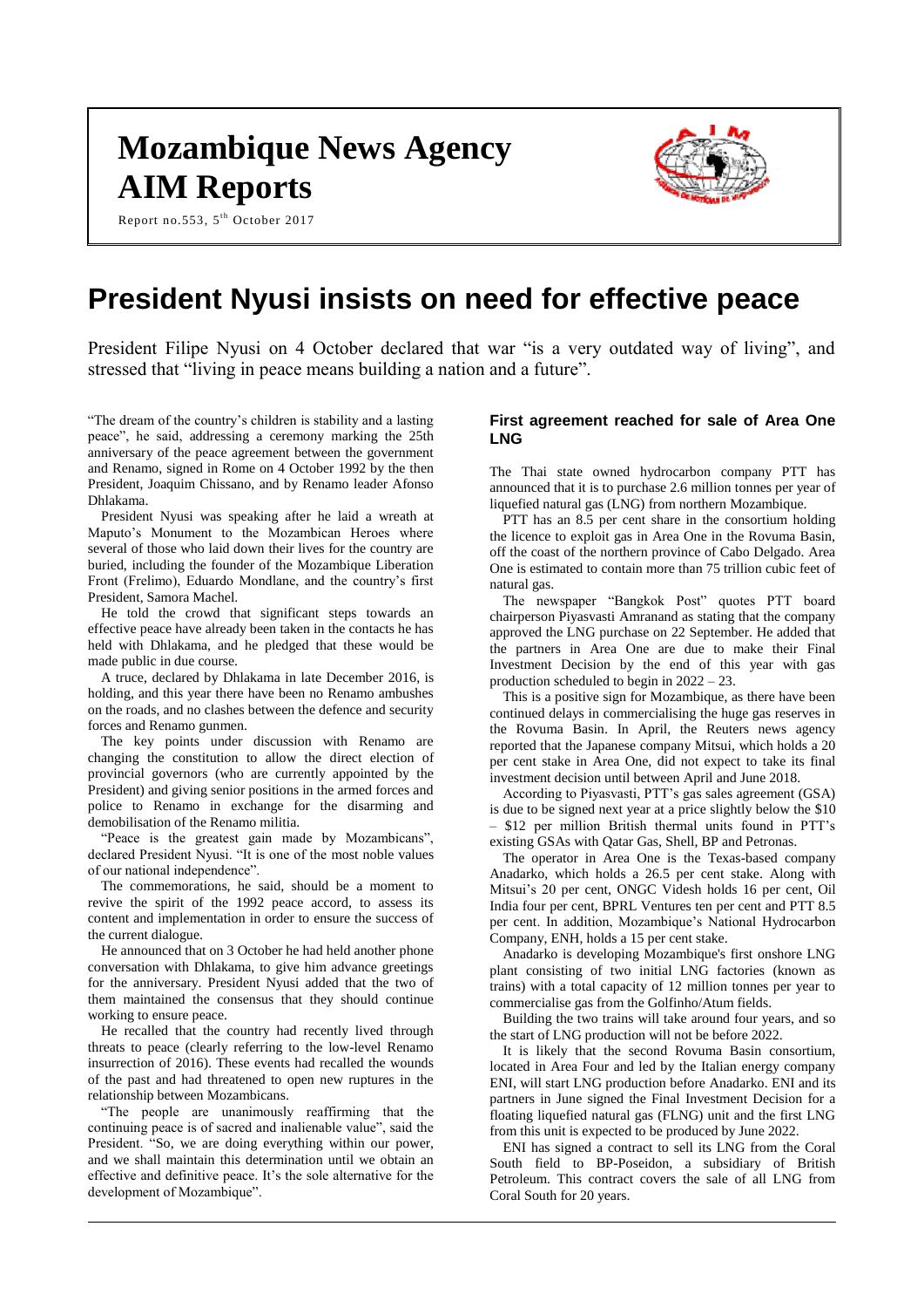# Mozambique News Agency AIM Reports

Report no.553, 5th October 2017

# President Nyusi insists on need for effective peace

President Filipe Nyusi on 4 October declared that war "is a very outdated way of living", and stressed that "living in peace means building a nation and a future".

"The dream of the country's children is stability and a lasting peace", he said, addressing a ceremony marking the 25th anniversary of the peace agreement between the government and Renamo, signed in Rome on 4 October 1992 by the then President, Joaquim Chissano, and by Renamo leader Afonso Dhlakama.

President Nyusi was speaking after he laid a wreath at Maputo's Monument to the Mozambican Heroes where several of those who laid down their lives for the country are buried, including the founder of the Mozambique Liberation Front (Frelimo), Eduardo Mondlane, and the country's first President, Samora Machel.

He told the crowd that significant steps towards an effective peace have already been taken in the contacts he has held with Dhlakama, and he pledged that these would be made public in due course.

A truce, declared by Dhlakama in late December 2016, is holding, and this year there have been no Renamo ambushes on the roads, and no clashes between the defence and security forces and Renamo gunmen.

The key points under discussion with Renamo are changing the constitution to allow the direct election of provincial governors (who are currently appointed by the President) and giving senior positions in the armed forces and police to Renamo in exchange for the disarming and demobilisation of the Renamo militia.

"Peace is the greatest gain made by Mozambicans", declared President Nyusi. "It is one of the most noble values of our national independence".

The commemorations, he said, should be a moment to revive the spirit of the 1992 peace accord, to assess its content and implementation in order to ensure the success of the current dialogue.

He announced that on 3 October he had held another phone conversation with Dhlakama, to give him advance greetings for the anniversary. President Nyusi added that the two of them maintained the consensus that they should continue working to ensure peace.

He recalled that the country had recently lived through threats to peace (clearly referring to the low-level Renamo insurrection of 2016). These events had recalled the wounds of the past and had threatened to open new ruptures in the relationship between Mozambicans.

"The people are unanimously reaffirming that the continuing peace is of sacred and inalienable value", said the President. "So, we are doing everything within our power, and we shall maintain this determination until we obtain an effective and definitive peace. It's the sole alternative for the development of Mozambique".

### First agreement reached for sale of Area One LNG

The Thai state owned hydrocarbon company PTT has announced that it is to purchase 2.6 million tonnes per year of liquefied natural gas (LNG) from northern Mozambique.

PTT has an 8.5 per cent share in the consortium holding the licence to exploit gas in Area One in the Rovuma Basin, off the coast of the northern province of Cabo Delgado. Area One is estimated to contain more than 75 trillion cubic feet of natural gas.

The newspaper "Bangkok Post" quotes PTT board chairperson Piyasvasti Amranand as stating that the company approved the LNG purchase on 22 September. He added that the partners in Area One are due to make their Final Investment Decision by the end of this year with gas production scheduled to begin in 2022 – 23.

This is a positive sign for Mozambique, as there have been continued delays in commercialising the huge gas reserves in the Rovuma Basin. In April, the Reuters news agency reported that the Japanese company Mitsui, which holds a 20 per cent stake in Area One, did not expect to take its final investment decision until between April and June 2018.

According to Piyasvasti, PTT's gas sales agreement (GSA) is due to be signed next year at a price slightly below the $10 – $12 per million British thermal units found in PTT's existing GSAs with Qatar Gas, Shell, BP and Petronas.

The operator in Area One is the Texas-based company Anadarko, which holds a 26.5 per cent stake. Along with Mitsui's 20 per cent, ONGC Videsh holds 16 per cent, Oil India four per cent, BPRL Ventures ten per cent and PTT 8.5 per cent. In addition, Mozambique's National Hydrocarbon Company, ENH, holds a 15 per cent stake.

Anadarko is developing Mozambique's first onshore LNG plant consisting of two initial LNG factories (known as trains) with a total capacity of 12 million tonnes per year to commercialise gas from the Golfinho/Atum fields.

Building the two trains will take around four years, and so the start of LNG production will not be before 2022.

It is likely that the second Rovuma Basin consortium, located in Area Four and led by the Italian energy company ENI, will start LNG production before Anadarko. ENI and its partners in June signed the Final Investment Decision for a floating liquefied natural gas (FLNG) unit and the first LNG from this unit is expected to be produced by June 2022.

ENI has signed a contract to sell its LNG from the Coral South field to BP-Poseidon, a subsidiary of British Petroleum. This contract covers the sale of all LNG from Coral South for 20 years.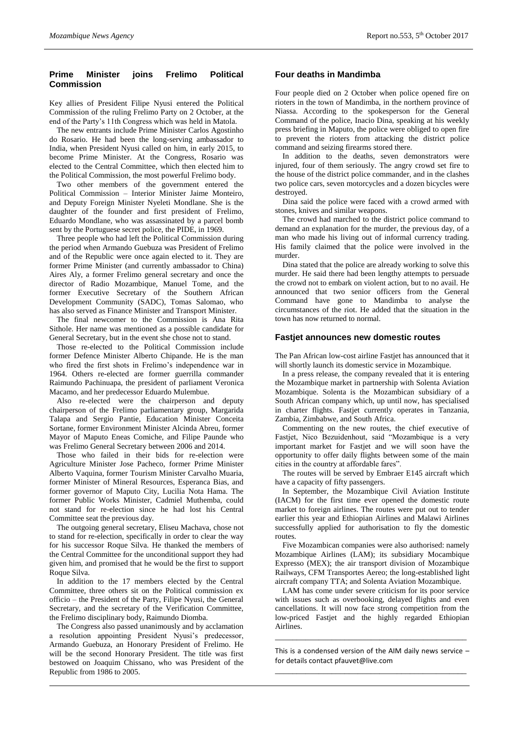## Prime Minister joins Frelimo Political Commission

Key allies of President Filipe Nyusi entered the Political Commission of the ruling Frelimo Party on 2 October, at the end of the Party's 11th Congress which was held in Matola.

The new entrants include Prime Minister Carlos Agostinho do Rosario. He had been the long-serving ambassador to India, when President Nyusi called on him, in early 2015, to become Prime Minister. At the Congress, Rosario was elected to the Central Committee, which then elected him to the Political Commission, the most powerful Frelimo body.

Two other members of the government entered the Political Commission – Interior Minister Jaime Monteiro, and Deputy Foreign Minister Nyeleti Mondlane. She is the daughter of the founder and first president of Frelimo, Eduardo Mondlane, who was assassinated by a parcel bomb sent by the Portuguese secret police, the PIDE, in 1969.

Three people who had left the Political Commission during the period when Armando Guebuza was President of Frelimo and of the Republic were once again elected to it. They are former Prime Minister (and currently ambassador to China) Aires Aly, a former Frelimo general secretary and once the director of Radio Mozambique, Manuel Tome, and the former Executive Secretary of the Southern African Development Community (SADC), Tomas Salomao, who has also served as Finance Minister and Transport Minister.

The final newcomer to the Commission is Ana Rita Sithole. Her name was mentioned as a possible candidate for General Secretary, but in the event she chose not to stand.

Those re-elected to the Political Commission include former Defence Minister Alberto Chipande. He is the man who fired the first shots in Frelimo's independence war in 1964. Others re-elected are former guerrilla commander Raimundo Pachinuapa, the president of parliament Veronica Macamo, and her predecessor Eduardo Mulembue.

Also re-elected were the chairperson and deputy chairperson of the Frelimo parliamentary group, Margarida Talapa and Sergio Pantie, Education Minister Conceita Sortane, former Environment Minister Alcinda Abreu, former Mayor of Maputo Eneas Comiche, and Filipe Paunde who was Frelimo General Secretary between 2006 and 2014.

Those who failed in their bids for re-election were Agriculture Minister Jose Pacheco, former Prime Minister Alberto Vaquina, former Tourism Minister Carvalho Muaria, former Minister of Mineral Resources, Esperanca Bias, and former governor of Maputo City, Lucilia Nota Hama. The former Public Works Minister, Cadmiel Muthemba, could not stand for re-election since he had lost his Central Committee seat the previous day.

The outgoing general secretary, Eliseu Machava, chose not to stand for re-election, specifically in order to clear the way for his successor Roque Silva. He thanked the members of the Central Committee for the unconditional support they had given him, and promised that he would be the first to support Roque Silva.

In addition to the 17 members elected by the Central Committee, three others sit on the Political commission ex officio – the President of the Party, Filipe Nyusi, the General Secretary, and the secretary of the Verification Committee, the Frelimo disciplinary body, Raimundo Diomba.

The Congress also passed unanimously and by acclamation a resolution appointing President Nyusi's predecessor, Armando Guebuza, an Honorary President of Frelimo. He will be the second Honorary President. The title was first bestowed on Joaquim Chissano, who was President of the Republic from 1986 to 2005.

## Four deaths in Mandimba

Four people died on 2 October when police opened fire on rioters in the town of Mandimba, in the northern province of Niassa. According to the spokesperson for the General Command of the police, Inacio Dina, speaking at his weekly press briefing in Maputo, the police were obliged to open fire to prevent the rioters from attacking the district police command and seizing firearms stored there.

In addition to the deaths, seven demonstrators were injured, four of them seriously. The angry crowd set fire to the house of the district police commander, and in the clashes two police cars, seven motorcycles and a dozen bicycles were destroyed.

Dina said the police were faced with a crowd armed with stones, knives and similar weapons.

The crowd had marched to the district police command to demand an explanation for the murder, the previous day, of a man who made his living out of informal currency trading. His family claimed that the police were involved in the murder.

Dina stated that the police are already working to solve this murder. He said there had been lengthy attempts to persuade the crowd not to embark on violent action, but to no avail. He announced that two senior officers from the General Command have gone to Mandimba to analyse the circumstances of the riot. He added that the situation in the town has now returned to normal.

## Fastjet announces new domestic routes

The Pan African low-cost airline Fastjet has announced that it will shortly launch its domestic service in Mozambique.

In a press release, the company revealed that it is entering the Mozambique market in partnership with Solenta Aviation Mozambique. Solenta is the Mozambican subsidiary of a South African company which, up until now, has specialised in charter flights. Fastjet currently operates in Tanzania, Zambia, Zimbabwe, and South Africa.

Commenting on the new routes, the chief executive of Fastjet, Nico Bezuidenhout, said "Mozambique is a very important market for Fastjet and we will soon have the opportunity to offer daily flights between some of the main cities in the country at affordable fares".

The routes will be served by Embraer E145 aircraft which have a capacity of fifty passengers.

In September, the Mozambique Civil Aviation Institute (IACM) for the first time ever opened the domestic route market to foreign airlines. The routes were put out to tender earlier this year and Ethiopian Airlines and Malawi Airlines successfully applied for authorisation to fly the domestic routes.

Five Mozambican companies were also authorised: namely Mozambique Airlines (LAM); its subsidiary Mocambique Expresso (MEX); the air transport division of Mozambique Railways, CFM Transportes Aereo; the long-established light aircraft company TTA; and Solenta Aviation Mozambique.

LAM has come under severe criticism for its poor service with issues such as overbooking, delayed flights and even cancellations. It will now face strong competition from the low-priced Fastjet and the highly regarded Ethiopian Airlines.

---

This is a condensed version of the AIM daily news service – for details contact pfauvet@live.com

---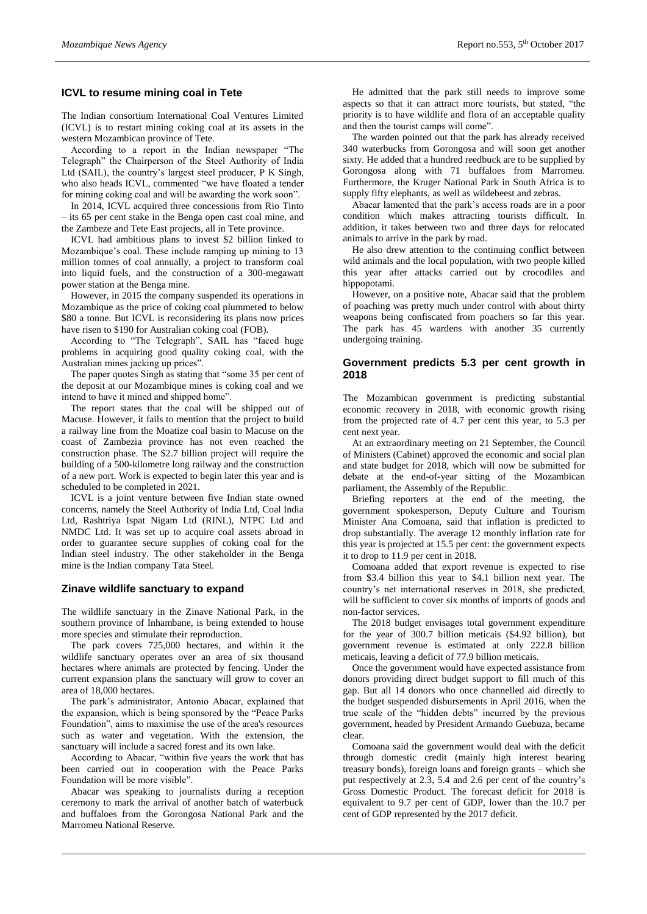## ICVL to resume mining coal in Tete

The Indian consortium International Coal Ventures Limited (ICVL) is to restart mining coking coal at its assets in the western Mozambican province of Tete.

According to a report in the Indian newspaper "The Telegraph" the Chairperson of the Steel Authority of India Ltd (SAIL), the country's largest steel producer, P K Singh, who also heads ICVL, commented "we have floated a tender for mining coking coal and will be awarding the work soon".

In 2014, ICVL acquired three concessions from Rio Tinto – its 65 per cent stake in the Benga open cast coal mine, and the Zambeze and Tete East projects, all in Tete province.

ICVL had ambitious plans to invest $2 billion linked to Mozambique's coal. These include ramping up mining to 13 million tonnes of coal annually, a project to transform coal into liquid fuels, and the construction of a 300-megawatt power station at the Benga mine.

However, in 2015 the company suspended its operations in Mozambique as the price of coking coal plummeted to below $80 a tonne. But ICVL is reconsidering its plans now prices have risen to $190 for Australian coking coal (FOB).

According to "The Telegraph", SAIL has "faced huge problems in acquiring good quality coking coal, with the Australian mines jacking up prices".

The paper quotes Singh as stating that "some 35 per cent of the deposit at our Mozambique mines is coking coal and we intend to have it mined and shipped home".

The report states that the coal will be shipped out of Macuse. However, it fails to mention that the project to build a railway line from the Moatize coal basin to Macuse on the coast of Zambezia province has not even reached the construction phase. The $2.7 billion project will require the building of a 500-kilometre long railway and the construction of a new port. Work is expected to begin later this year and is scheduled to be completed in 2021.

ICVL is a joint venture between five Indian state owned concerns, namely the Steel Authority of India Ltd, Coal India Ltd, Rashtriya Ispat Nigam Ltd (RINL), NTPC Ltd and NMDC Ltd. It was set up to acquire coal assets abroad in order to guarantee secure supplies of coking coal for the Indian steel industry. The other stakeholder in the Benga mine is the Indian company Tata Steel.

## Zinave wildlife sanctuary to expand

The wildlife sanctuary in the Zinave National Park, in the southern province of Inhambane, is being extended to house more species and stimulate their reproduction.

The park covers 725,000 hectares, and within it the wildlife sanctuary operates over an area of six thousand hectares where animals are protected by fencing. Under the current expansion plans the sanctuary will grow to cover an area of 18,000 hectares.

The park's administrator, Antonio Abacar, explained that the expansion, which is being sponsored by the "Peace Parks Foundation", aims to maximise the use of the area's resources such as water and vegetation. With the extension, the sanctuary will include a sacred forest and its own lake.

According to Abacar, "within five years the work that has been carried out in cooperation with the Peace Parks Foundation will be more visible".

Abacar was speaking to journalists during a reception ceremony to mark the arrival of another batch of waterbuck and buffaloes from the Gorongosa National Park and the Marromeu National Reserve.

He admitted that the park still needs to improve some aspects so that it can attract more tourists, but stated, "the priority is to have wildlife and flora of an acceptable quality and then the tourist camps will come".

The warden pointed out that the park has already received 340 waterbucks from Gorongosa and will soon get another sixty. He added that a hundred reedbuck are to be supplied by Gorongosa along with 71 buffaloes from Marromeu. Furthermore, the Kruger National Park in South Africa is to supply fifty elephants, as well as wildebeest and zebras.

Abacar lamented that the park's access roads are in a poor condition which makes attracting tourists difficult. In addition, it takes between two and three days for relocated animals to arrive in the park by road.

He also drew attention to the continuing conflict between wild animals and the local population, with two people killed this year after attacks carried out by crocodiles and hippopotami.

However, on a positive note, Abacar said that the problem of poaching was pretty much under control with about thirty weapons being confiscated from poachers so far this year. The park has 45 wardens with another 35 currently undergoing training.

## Government predicts 5.3 per cent growth in 2018

The Mozambican government is predicting substantial economic recovery in 2018, with economic growth rising from the projected rate of 4.7 per cent this year, to 5.3 per cent next year.

At an extraordinary meeting on 21 September, the Council of Ministers (Cabinet) approved the economic and social plan and state budget for 2018, which will now be submitted for debate at the end-of-year sitting of the Mozambican parliament, the Assembly of the Republic.

Briefing reporters at the end of the meeting, the government spokesperson, Deputy Culture and Tourism Minister Ana Comoana, said that inflation is predicted to drop substantially. The average 12 monthly inflation rate for this year is projected at 15.5 per cent: the government expects it to drop to 11.9 per cent in 2018.

Comoana added that export revenue is expected to rise from $3.4 billion this year to $4.1 billion next year. The country's net international reserves in 2018, she predicted, will be sufficient to cover six months of imports of goods and non-factor services.

The 2018 budget envisages total government expenditure for the year of 300.7 billion meticais ($4.92 billion), but government revenue is estimated at only 222.8 billion meticais, leaving a deficit of 77.9 billion meticais.

Once the government would have expected assistance from donors providing direct budget support to fill much of this gap. But all 14 donors who once channelled aid directly to the budget suspended disbursements in April 2016, when the true scale of the "hidden debts" incurred by the previous government, headed by President Armando Guebuza, became clear.

Comoana said the government would deal with the deficit through domestic credit (mainly high interest bearing treasury bonds), foreign loans and foreign grants – which she put respectively at 2.3, 5.4 and 2.6 per cent of the country's Gross Domestic Product. The forecast deficit for 2018 is equivalent to 9.7 per cent of GDP, lower than the 10.7 per cent of GDP represented by the 2017 deficit.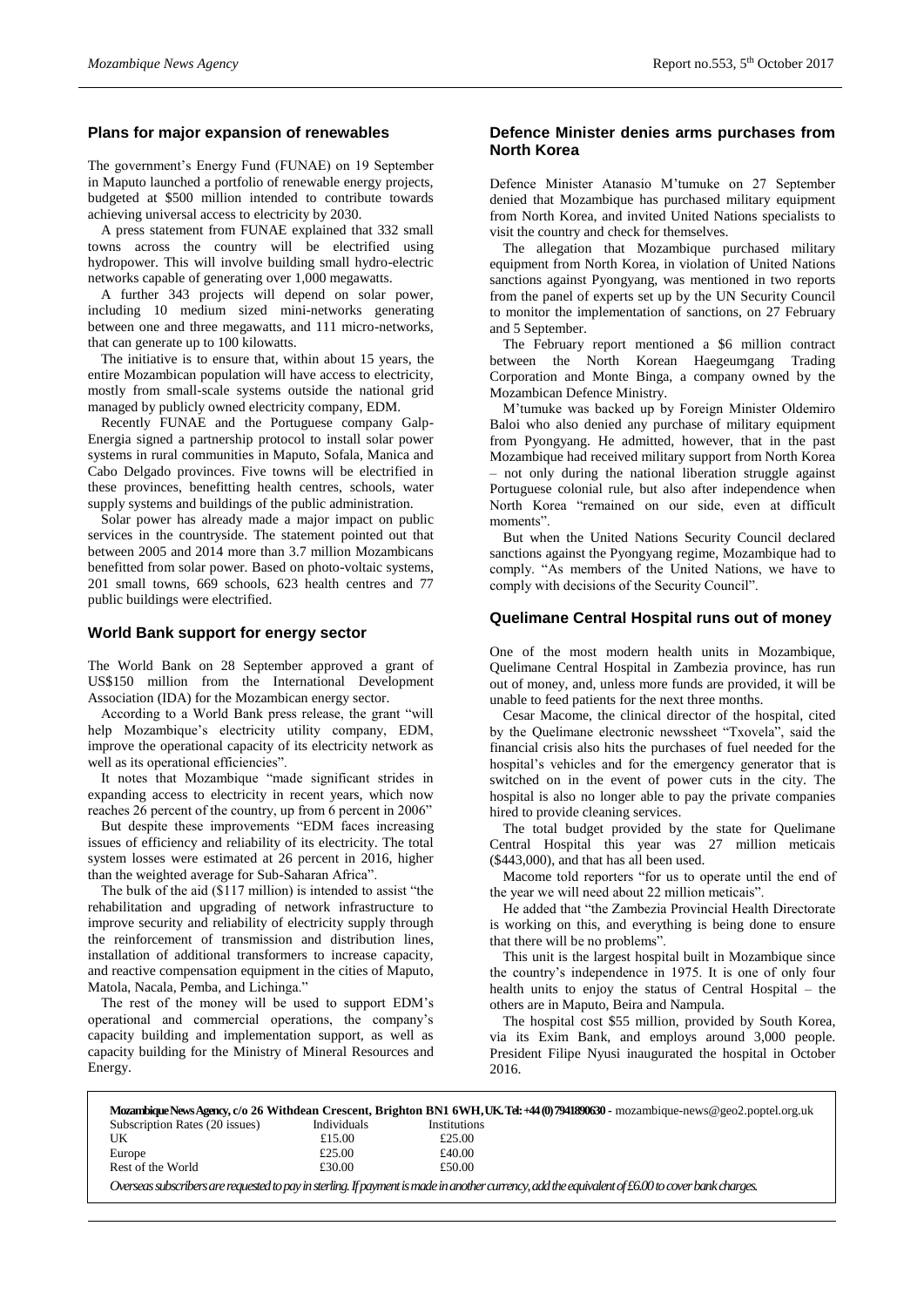## Plans for major expansion of renewables

The government's Energy Fund (FUNAE) on 19 September in Maputo launched a portfolio of renewable energy projects, budgeted at $500 million intended to contribute towards achieving universal access to electricity by 2030.

A press statement from FUNAE explained that 332 small towns across the country will be electrified using hydropower. This will involve building small hydro-electric networks capable of generating over 1,000 megawatts.

A further 343 projects will depend on solar power, including 10 medium sized mini-networks generating between one and three megawatts, and 111 micro-networks, that can generate up to 100 kilowatts.

The initiative is to ensure that, within about 15 years, the entire Mozambican population will have access to electricity, mostly from small-scale systems outside the national grid managed by publicly owned electricity company, EDM.

Recently FUNAE and the Portuguese company Galp-Energia signed a partnership protocol to install solar power systems in rural communities in Maputo, Sofala, Manica and Cabo Delgado provinces. Five towns will be electrified in these provinces, benefitting health centres, schools, water supply systems and buildings of the public administration.

Solar power has already made a major impact on public services in the countryside. The statement pointed out that between 2005 and 2014 more than 3.7 million Mozambicans benefitted from solar power. Based on photo-voltaic systems, 201 small towns, 669 schools, 623 health centres and 77 public buildings were electrified.

## World Bank support for energy sector

The World Bank on 28 September approved a grant of US$150 million from the International Development Association (IDA) for the Mozambican energy sector.

According to a World Bank press release, the grant "will help Mozambique's electricity utility company, EDM, improve the operational capacity of its electricity network as well as its operational efficiencies".

It notes that Mozambique "made significant strides in expanding access to electricity in recent years, which now reaches 26 percent of the country, up from 6 percent in 2006"

But despite these improvements "EDM faces increasing issues of efficiency and reliability of its electricity. The total system losses were estimated at 26 percent in 2016, higher than the weighted average for Sub-Saharan Africa".

The bulk of the aid ($117 million) is intended to assist "the rehabilitation and upgrading of network infrastructure to improve security and reliability of electricity supply through the reinforcement of transmission and distribution lines, installation of additional transformers to increase capacity, and reactive compensation equipment in the cities of Maputo, Matola, Nacala, Pemba, and Lichinga."

The rest of the money will be used to support EDM's operational and commercial operations, the company's capacity building and implementation support, as well as capacity building for the Ministry of Mineral Resources and Energy.

## Defence Minister denies arms purchases from North Korea

Defence Minister Atanasio M'tumuke on 27 September denied that Mozambique has purchased military equipment from North Korea, and invited United Nations specialists to visit the country and check for themselves.

The allegation that Mozambique purchased military equipment from North Korea, in violation of United Nations sanctions against Pyongyang, was mentioned in two reports from the panel of experts set up by the UN Security Council to monitor the implementation of sanctions, on 27 February and 5 September.

The February report mentioned a $6 million contract between the North Korean Haegeumgang Trading Corporation and Monte Binga, a company owned by the Mozambican Defence Ministry.

M'tumuke was backed up by Foreign Minister Oldemiro Baloi who also denied any purchase of military equipment from Pyongyang. He admitted, however, that in the past Mozambique had received military support from North Korea – not only during the national liberation struggle against Portuguese colonial rule, but also after independence when North Korea "remained on our side, even at difficult moments".

But when the United Nations Security Council declared sanctions against the Pyongyang regime, Mozambique had to comply. "As members of the United Nations, we have to comply with decisions of the Security Council".

## Quelimane Central Hospital runs out of money

One of the most modern health units in Mozambique, Quelimane Central Hospital in Zambezia province, has run out of money, and, unless more funds are provided, it will be unable to feed patients for the next three months.

Cesar Macome, the clinical director of the hospital, cited by the Quelimane electronic newssheet "Txovela", said the financial crisis also hits the purchases of fuel needed for the hospital's vehicles and for the emergency generator that is switched on in the event of power cuts in the city. The hospital is also no longer able to pay the private companies hired to provide cleaning services.

The total budget provided by the state for Quelimane Central Hospital this year was 27 million meticais ($443,000), and that has all been used.

Macome told reporters "for us to operate until the end of the year we will need about 22 million meticais".

He added that "the Zambezia Provincial Health Directorate is working on this, and everything is being done to ensure that there will be no problems".

This unit is the largest hospital built in Mozambique since the country's independence in 1975. It is one of only four health units to enjoy the status of Central Hospital – the others are in Maputo, Beira and Nampula.

The hospital cost $55 million, provided by South Korea, via its Exim Bank, and employs around 3,000 people. President Filipe Nyusi inaugurated the hospital in October 2016.

**Mozambique News Agency, c/o 26 Withdean Crescent, Brighton BN1 6WH, UK. Tel: +44 (0) 7941890630** - mozambique-news@geo2.poptel.org.uk

| Subscription Rates (20 issues) | Individuals | Institutions |
|---|---|---|
| UK | £15.00 | £25.00 |
| Europe | £25.00 | £40.00 |
| Rest of the World | £30.00 | £50.00 |

*Overseas subscribers are requested to pay in sterling. If payment is made in another currency, add the equivalent of £6.00 to cover bank charges.*